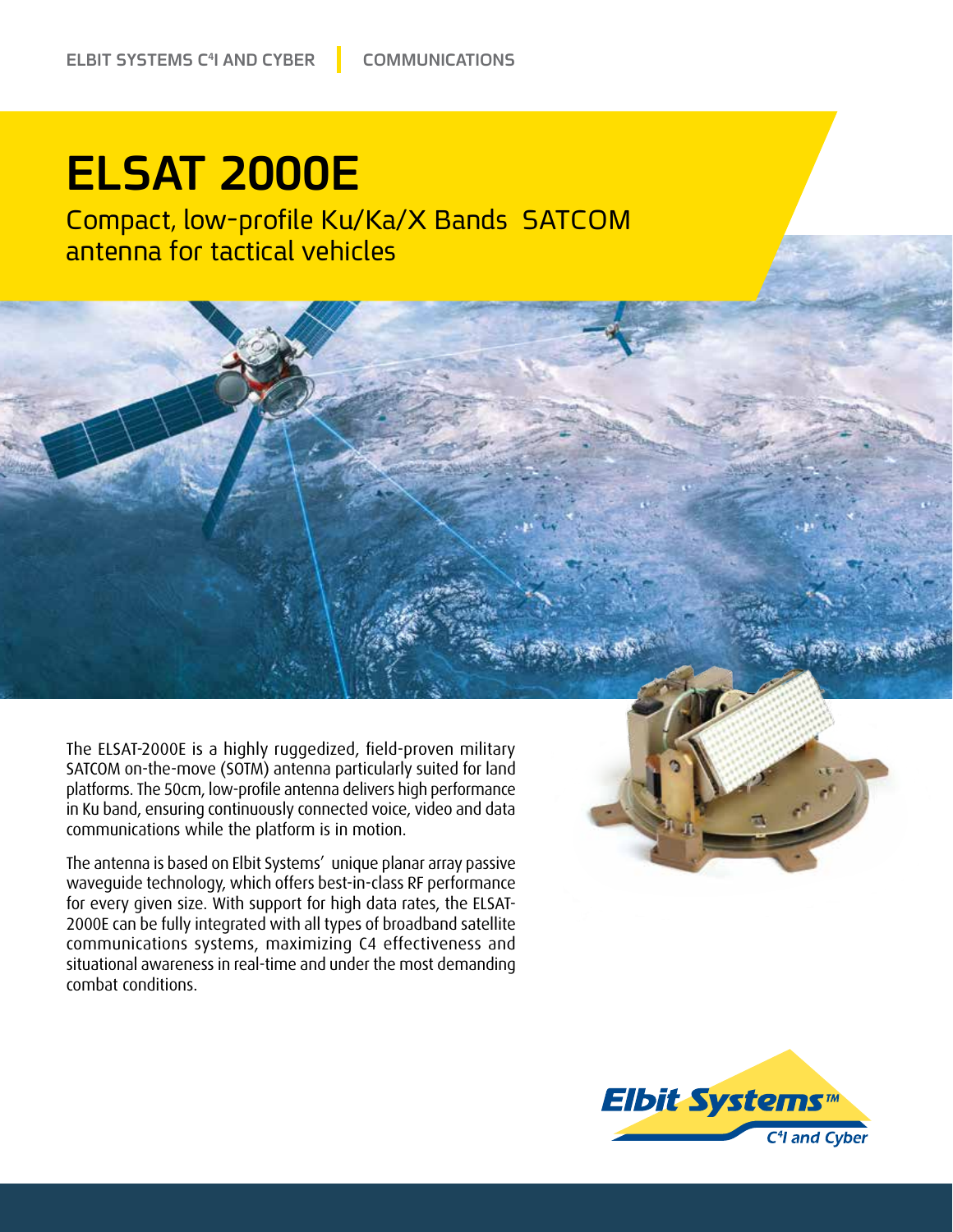ELBIT SYSTEMS C4I AND CYBER | COMMUNICATIONS

# ELSAT 2000E

## Compact, low-profile Ku/Ka/X Bands SATCOM antenna for tactical vehicles

The ELSAT-2000E is a highly ruggedized, field-proven military SATCOM on-the-move (SOTM) antenna particularly suited for land platforms. The 50cm, low-profile antenna delivers high performance in Ku band, ensuring continuously connected voice, video and data communications while the platform is in motion.

The antenna is based on Elbit Systems' unique planar array passive waveguide technology, which offers best-in-class RF performance for every given size. With support for high data rates, the ELSAT-2000E can be fully integrated with all types of broadband satellite communications systems, maximizing C4 effectiveness and situational awareness in real-time and under the most demanding combat conditions.

Elbit Systems™
C4I and Cyber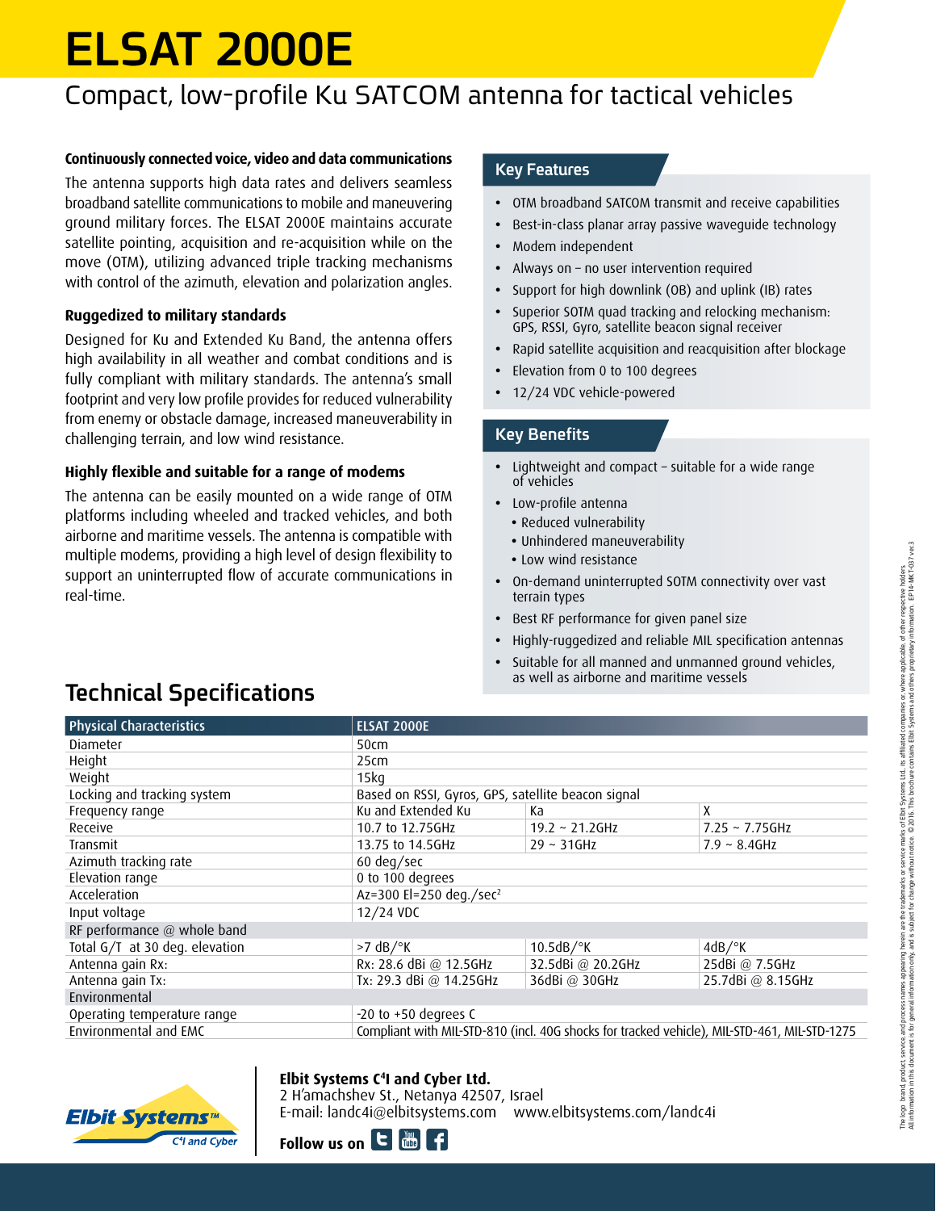# ELSAT 2000E

## Compact, low-profile Ku SATCOM antenna for tactical vehicles

**Continuously connected voice, video and data communications**

The antenna supports high data rates and delivers seamless broadband satellite communications to mobile and maneuvering ground military forces. The ELSAT 2000E maintains accurate satellite pointing, acquisition and re-acquisition while on the move (OTM), utilizing advanced triple tracking mechanisms with control of the azimuth, elevation and polarization angles.

**Ruggedized to military standards**

Designed for Ku and Extended Ku Band, the antenna offers high availability in all weather and combat conditions and is fully compliant with military standards. The antenna's small footprint and very low profile provides for reduced vulnerability from enemy or obstacle damage, increased maneuverability in challenging terrain, and low wind resistance.

**Highly flexible and suitable for a range of modems**

The antenna can be easily mounted on a wide range of OTM platforms including wheeled and tracked vehicles, and both airborne and maritime vessels. The antenna is compatible with multiple modems, providing a high level of design flexibility to support an uninterrupted flow of accurate communications in real-time.

### Key Features

- OTM broadband SATCOM transmit and receive capabilities
- Best-in-class planar array passive waveguide technology
- Modem independent
- Always on – no user intervention required
- Support for high downlink (OB) and uplink (IB) rates
- Superior SOTM quad tracking and relocking mechanism: GPS, RSSI, Gyro, satellite beacon signal receiver
- Rapid satellite acquisition and reacquisition after blockage
- Elevation from 0 to 100 degrees
- 12/24 VDC vehicle-powered

### Key Benefits

- Lightweight and compact – suitable for a wide range of vehicles
- Low-profile antenna
  - Reduced vulnerability
  - Unhindered maneuverability
  - Low wind resistance
- On-demand uninterrupted SOTM connectivity over vast terrain types
- Best RF performance for given panel size
- Highly-ruggedized and reliable MIL specification antennas
- Suitable for all manned and unmanned ground vehicles, as well as airborne and maritime vessels

## Technical Specifications

| Physical Characteristics | ELSAT 2000E | | |
|---|---|---|---|
| Diameter | 50cm | | |
| Height | 25cm | | |
| Weight | 15kg | | |
| Locking and tracking system | Based on RSSI, Gyros, GPS, satellite beacon signal | | |
| Frequency range | Ku and Extended Ku | Ka | X |
| Receive | 10.7 to 12.75GHz | 19.2 ~ 21.2GHz | 7.25 ~ 7.75GHz |
| Transmit | 13.75 to 14.5GHz | 29 ~ 31GHz | 7.9 ~ 8.4GHz |
| Azimuth tracking rate | 60 deg/sec | | |
| Elevation range | 0 to 100 degrees | | |
| Acceleration | Az=300 El=250 deg./sec$^2$ | | |
| Input voltage | 12/24 VDC | | |
| RF performance @ whole band | | | |
| Total G/T at 30 deg. elevation | >7 dB/°K | 10.5dB/°K | 4dB/°K |
| Antenna gain Rx: | Rx: 28.6 dBi @ 12.5GHz | 32.5dBi @ 20.2GHz | 25dBi @ 7.5GHz |
| Antenna gain Tx: | Tx: 29.3 dBi @ 14.25GHz | 36dBi @ 30GHz | 25.7dBi @ 8.15GHz |
| Environmental | | | |
| Operating temperature range | -20 to +50 degrees C | | |
| Environmental and EMC | Compliant with MIL-STD-810 (incl. 40G shocks for tracked vehicle), MIL-STD-461, MIL-STD-1275 | | |

Elbit Systems C4I and Cyber

**Elbit Systems C[4]I and Cyber Ltd.**
2 H'amachshev St., Netanya 42507, Israel
E-mail: landc4i@elbitsystems.com www.elbitsystems.com/landc4i

**Follow us on**

The logo, brand, product, service and process names appearing herein are the trademarks or service marks of Elbit Systems Ltd., its affiliated companies or, where applicable, of other respective holders. All information in this document is for general information only, and is subject for change without notice. © 2016. This brochure contains Elbit Systems and others proprietary information. EP16-MKT-037 ver.3